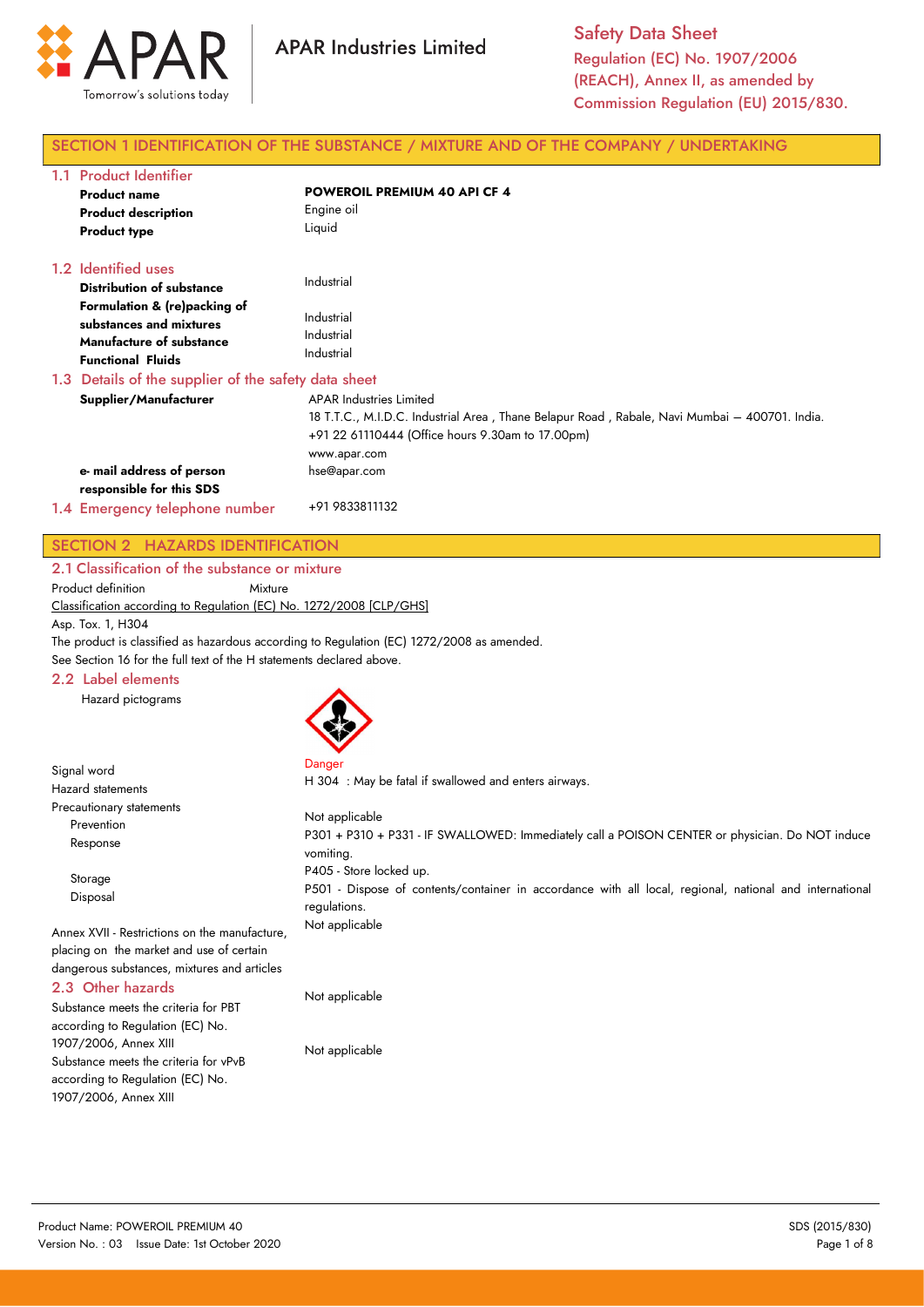# Safety Data Sheet

Regulation (EC) No. 1907/2006 (REACH), Annex II, as amended by Commission Regulation (EU) 2015/830.

APAR Industries Limited

## SECTION 1 IDENTIFICATION OF THE SUBSTANCE / MIXTURE AND OF THE COMPANY / UNDERTAKING

### 1.1 Product Identifier

| | |
|---|---|
| **Product name** | **POWEROIL PREMIUM 40 API CF 4** |
| **Product description** | Engine oil |
| **Product type** | Liquid |

### 1.2 Identified uses

| | |
|---|---|
| **Distribution of substance** | Industrial |
| **Formulation & (re)packing of substances and mixtures** | Industrial |
| **Manufacture of substance** | Industrial |
| **Functional Fluids** | Industrial |

### 1.3 Details of the supplier of the safety data sheet

**Supplier/Manufacturer**

APAR Industries Limited
18 T.T.C., M.I.D.C. Industrial Area , Thane Belapur Road , Rabale, Navi Mumbai – 400701. India.
+91 22 61110444 (Office hours 9.30am to 17.00pm)
www.apar.com

**e- mail address of person responsible for this SDS**

hse@apar.com

### 1.4 Emergency telephone number

+91 9833811132

## SECTION 2 HAZARDS IDENTIFICATION

### 2.1 Classification of the substance or mixture

Product definition Mixture

Classification according to Regulation (EC) No. 1272/2008 [CLP/GHS]

Asp. Tox. 1, H304

The product is classified as hazardous according to Regulation (EC) 1272/2008 as amended.

See Section 16 for the full text of the H statements declared above.

### 2.2 Label elements

Hazard pictograms

| | |
|---|---|
| Signal word | Danger |
| Hazard statements | H 304 : May be fatal if swallowed and enters airways. |
| Precautionary statements | |
| Prevention | Not applicable |
| Response | P301 + P310 + P331 - IF SWALLOWED: Immediately call a POISON CENTER or physician. Do NOT induce vomiting. |
| Storage | P405 - Store locked up. |
| Disposal | P501 - Dispose of contents/container in accordance with all local, regional, national and international regulations. |
| Annex XVII - Restrictions on the manufacture, placing on the market and use of certain dangerous substances, mixtures and articles | Not applicable |

### 2.3 Other hazards

| | |
|---|---|
| Substance meets the criteria for PBT according to Regulation (EC) No. 1907/2006, Annex XIII | Not applicable |
| Substance meets the criteria for vPvB according to Regulation (EC) No. 1907/2006, Annex XIII | Not applicable |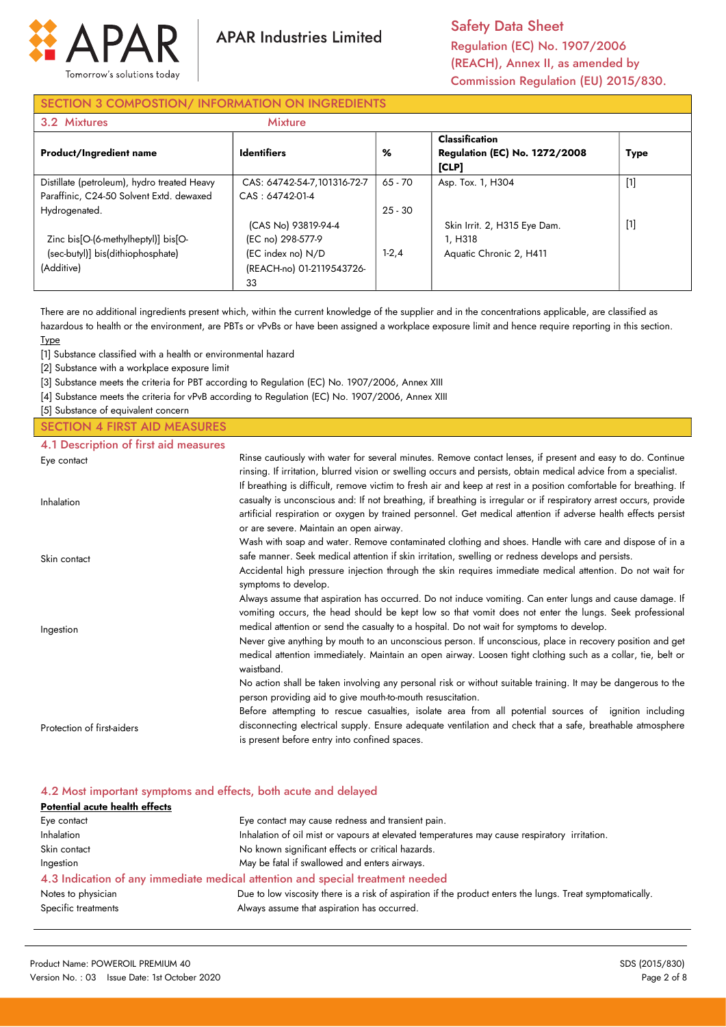## SECTION 3 COMPOSTION/ INFORMATION ON INGREDIENTS

### 3.2 Mixtures — Mixture

| Product/Ingredient name | Identifiers | % | Classification Regulation (EC) No. 1272/2008 [CLP] | Type |
|---|---|---|---|---|
| Distillate (petroleum), hydro treated Heavy Paraffinic, C24-50 Solvent Extd. dewaxed Hydrogenated. | CAS: 64742-54-7,101316-72-7 CAS : 64742-01-4 | 65 - 70 25 - 30 | Asp. Tox. 1, H304 | [1] |
| Zinc bis[O-(6-methylheptyl)] bis[O-(sec-butyl)] bis(dithiophosphate) (Additive) | (CAS No) 93819-94-4 (EC no) 298-577-9 (EC index no) N/D (REACH-no) 01-2119543726-33 | 1-2,4 | Skin Irrit. 2, H315 Eye Dam. 1, H318 Aquatic Chronic 2, H411 | [1] |

There are no additional ingredients present which, within the current knowledge of the supplier and in the concentrations applicable, are classified as hazardous to health or the environment, are PBTs or vPvBs or have been assigned a workplace exposure limit and hence require reporting in this section.

Type

[1] Substance classified with a health or environmental hazard

[2] Substance with a workplace exposure limit

[3] Substance meets the criteria for PBT according to Regulation (EC) No. 1907/2006, Annex XIII

[4] Substance meets the criteria for vPvB according to Regulation (EC) No. 1907/2006, Annex XIII

[5] Substance of equivalent concern

## SECTION 4 FIRST AID MEASURES

### 4.1 Description of first aid measures

**Eye contact**: Rinse cautiously with water for several minutes. Remove contact lenses, if present and easy to do. Continue rinsing. If irritation, blurred vision or swelling occurs and persists, obtain medical advice from a specialist.

**Inhalation**: If breathing is difficult, remove victim to fresh air and keep at rest in a position comfortable for breathing. If casualty is unconscious and: If not breathing, if breathing is irregular or if respiratory arrest occurs, provide artificial respiration or oxygen by trained personnel. Get medical attention if adverse health effects persist or are severe. Maintain an open airway.

**Skin contact**: Wash with soap and water. Remove contaminated clothing and shoes. Handle with care and dispose of in a safe manner. Seek medical attention if skin irritation, swelling or redness develops and persists.
Accidental high pressure injection through the skin requires immediate medical attention. Do not wait for symptoms to develop.

**Ingestion**: Always assume that aspiration has occurred. Do not induce vomiting. Can enter lungs and cause damage. If vomiting occurs, the head should be kept low so that vomit does not enter the lungs. Seek professional medical attention or send the casualty to a hospital. Do not wait for symptoms to develop.
Never give anything by mouth to an unconscious person. If unconscious, place in recovery position and get medical attention immediately. Maintain an open airway. Loosen tight clothing such as a collar, tie, belt or waistband.

**Protection of first-aiders**: No action shall be taken involving any personal risk or without suitable training. It may be dangerous to the person providing aid to give mouth-to-mouth resuscitation.
Before attempting to rescue casualties, isolate area from all potential sources of ignition including disconnecting electrical supply. Ensure adequate ventilation and check that a safe, breathable atmosphere is present before entry into confined spaces.

### 4.2 Most important symptoms and effects, both acute and delayed

**Potential acute health effects**

| | |
|---|---|
| Eye contact | Eye contact may cause redness and transient pain. |
| Inhalation | Inhalation of oil mist or vapours at elevated temperatures may cause respiratory irritation. |
| Skin contact | No known significant effects or critical hazards. |
| Ingestion | May be fatal if swallowed and enters airways. |

### 4.3 Indication of any immediate medical attention and special treatment needed

| | |
|---|---|
| Notes to physician | Due to low viscosity there is a risk of aspiration if the product enters the lungs. Treat symptomatically. |
| Specific treatments | Always assume that aspiration has occurred. |

Product Name: POWEROIL PREMIUM 40
Version No. : 03 Issue Date: 1st October 2020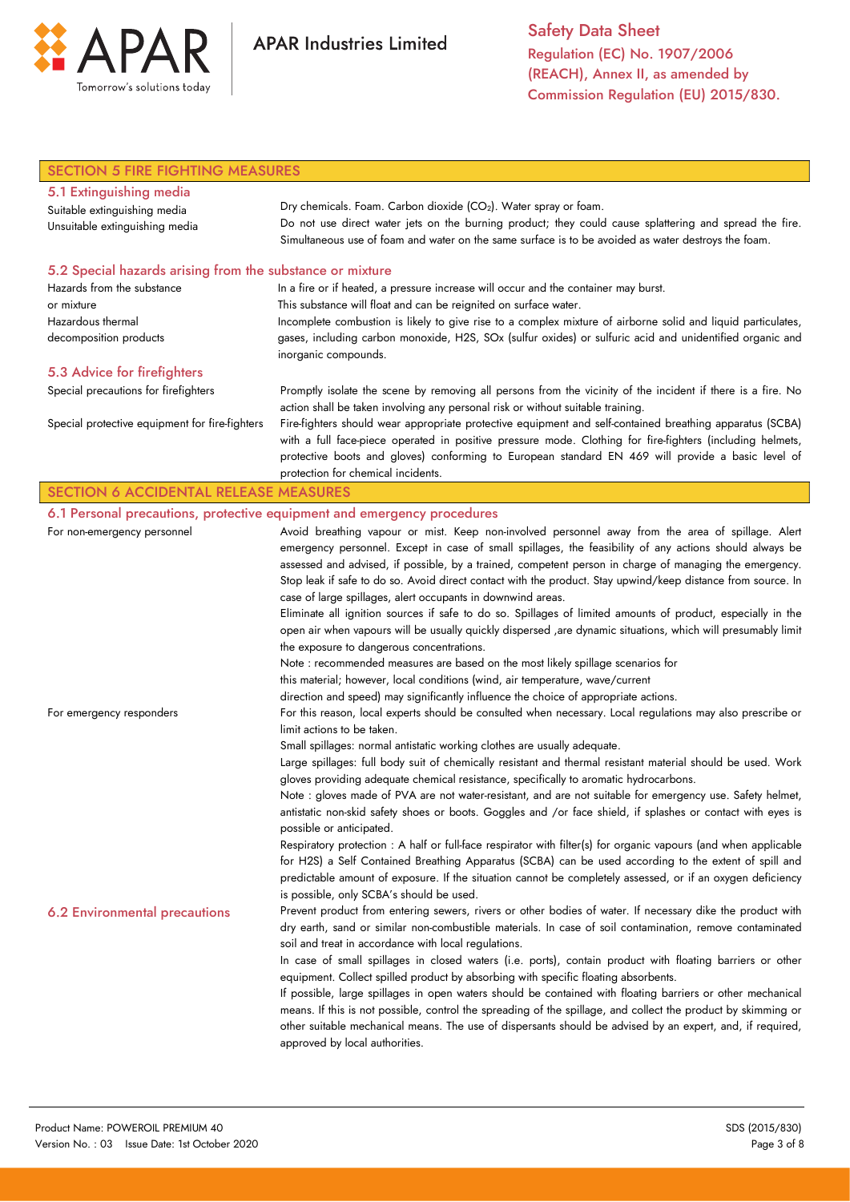## SECTION 5 FIRE FIGHTING MEASURES

### 5.1 Extinguishing media

| | |
|---|---|
| Suitable extinguishing media | Dry chemicals. Foam. Carbon dioxide ($CO_2$). Water spray or foam. |
| Unsuitable extinguishing media | Do not use direct water jets on the burning product; they could cause splattering and spread the fire. Simultaneous use of foam and water on the same surface is to be avoided as water destroys the foam. |

### 5.2 Special hazards arising from the substance or mixture

| | |
|---|---|
| Hazards from the substance or mixture | In a fire or if heated, a pressure increase will occur and the container may burst. This substance will float and can be reignited on surface water. |
| Hazardous thermal decomposition products | Incomplete combustion is likely to give rise to a complex mixture of airborne solid and liquid particulates, gases, including carbon monoxide, H2S, SOx (sulfur oxides) or sulfuric acid and unidentified organic and inorganic compounds. |

### 5.3 Advice for firefighters

| | |
|---|---|
| Special precautions for firefighters | Promptly isolate the scene by removing all persons from the vicinity of the incident if there is a fire. No action shall be taken involving any personal risk or without suitable training. |
| Special protective equipment for fire-fighters | Fire-fighters should wear appropriate protective equipment and self-contained breathing apparatus (SCBA) with a full face-piece operated in positive pressure mode. Clothing for fire-fighters (including helmets, protective boots and gloves) conforming to European standard EN 469 will provide a basic level of protection for chemical incidents. |

## SECTION 6 ACCIDENTAL RELEASE MEASURES

### 6.1 Personal precautions, protective equipment and emergency procedures

**For non-emergency personnel**

Avoid breathing vapour or mist. Keep non-involved personnel away from the area of spillage. Alert emergency personnel. Except in case of small spillages, the feasibility of any actions should always be assessed and advised, if possible, by a trained, competent person in charge of managing the emergency. Stop leak if safe to do so. Avoid direct contact with the product. Stay upwind/keep distance from source. In case of large spillages, alert occupants in downwind areas.

Eliminate all ignition sources if safe to do so. Spillages of limited amounts of product, especially in the open air when vapours will be usually quickly dispersed ,are dynamic situations, which will presumably limit the exposure to dangerous concentrations.

Note : recommended measures are based on the most likely spillage scenarios for this material; however, local conditions (wind, air temperature, wave/current direction and speed) may significantly influence the choice of appropriate actions.

**For emergency responders**

For this reason, local experts should be consulted when necessary. Local regulations may also prescribe or limit actions to be taken.

Small spillages: normal antistatic working clothes are usually adequate.

Large spillages: full body suit of chemically resistant and thermal resistant material should be used. Work gloves providing adequate chemical resistance, specifically to aromatic hydrocarbons.

Note : gloves made of PVA are not water-resistant, and are not suitable for emergency use. Safety helmet, antistatic non-skid safety shoes or boots. Goggles and /or face shield, if splashes or contact with eyes is possible or anticipated.

Respiratory protection : A half or full-face respirator with filter(s) for organic vapours (and when applicable for H2S) a Self Contained Breathing Apparatus (SCBA) can be used according to the extent of spill and predictable amount of exposure. If the situation cannot be completely assessed, or if an oxygen deficiency is possible, only SCBA's should be used.

### 6.2 Environmental precautions

Prevent product from entering sewers, rivers or other bodies of water. If necessary dike the product with dry earth, sand or similar non-combustible materials. In case of soil contamination, remove contaminated soil and treat in accordance with local regulations.

In case of small spillages in closed waters (i.e. ports), contain product with floating barriers or other equipment. Collect spilled product by absorbing with specific floating absorbents.

If possible, large spillages in open waters should be contained with floating barriers or other mechanical means. If this is not possible, control the spreading of the spillage, and collect the product by skimming or other suitable mechanical means. The use of dispersants should be advised by an expert, and, if required, approved by local authorities.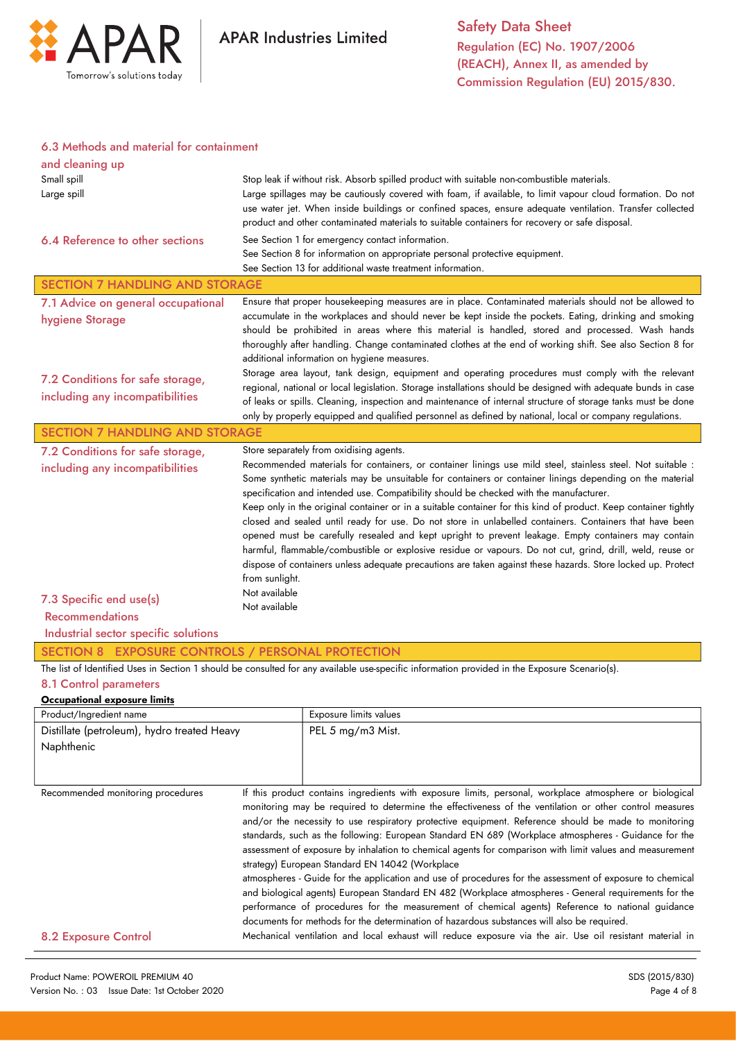### 6.3 Methods and material for containment and cleaning up

| | |
|---|---|
| Small spill | Stop leak if without risk. Absorb spilled product with suitable non-combustible materials. |
| Large spill | Large spillages may be cautiously covered with foam, if available, to limit vapour cloud formation. Do not use water jet. When inside buildings or confined spaces, ensure adequate ventilation. Transfer collected product and other contaminated materials to suitable containers for recovery or safe disposal. |

### 6.4 Reference to other sections

See Section 1 for emergency contact information.
See Section 8 for information on appropriate personal protective equipment.
See Section 13 for additional waste treatment information.

## SECTION 7 HANDLING AND STORAGE

### 7.1 Advice on general occupational hygiene Storage

Ensure that proper housekeeping measures are in place. Contaminated materials should not be allowed to accumulate in the workplaces and should never be kept inside the pockets. Eating, drinking and smoking should be prohibited in areas where this material is handled, stored and processed. Wash hands thoroughly after handling. Change contaminated clothes at the end of working shift. See also Section 8 for additional information on hygiene measures.

### 7.2 Conditions for safe storage, including any incompatibilities

Storage area layout, tank design, equipment and operating procedures must comply with the relevant regional, national or local legislation. Storage installations should be designed with adequate bunds in case of leaks or spills. Cleaning, inspection and maintenance of internal structure of storage tanks must be done only by properly equipped and qualified personnel as defined by national, local or company regulations.

## SECTION 7 HANDLING AND STORAGE

### 7.2 Conditions for safe storage, including any incompatibilities

Store separately from oxidising agents.
Recommended materials for containers, or container linings use mild steel, stainless steel. Not suitable : Some synthetic materials may be unsuitable for containers or container linings depending on the material specification and intended use. Compatibility should be checked with the manufacturer.
Keep only in the original container or in a suitable container for this kind of product. Keep container tightly closed and sealed until ready for use. Do not store in unlabelled containers. Containers that have been opened must be carefully resealed and kept upright to prevent leakage. Empty containers may contain harmful, flammable/combustible or explosive residue or vapours. Do not cut, grind, drill, weld, reuse or dispose of containers unless adequate precautions are taken against these hazards. Store locked up. Protect from sunlight.

### 7.3 Specific end use(s)

Recommendations: Not available

Industrial sector specific solutions: Not available

## SECTION 8 EXPOSURE CONTROLS / PERSONAL PROTECTION

The list of Identified Uses in Section 1 should be consulted for any available use-specific information provided in the Exposure Scenario(s).

### 8.1 Control parameters

**Occupational exposure limits**

| Product/Ingredient name | Exposure limits values |
|---|---|
| Distillate (petroleum), hydro treated Heavy Naphthenic | PEL 5 mg/m3 Mist. |

Recommended monitoring procedures: If this product contains ingredients with exposure limits, personal, workplace atmosphere or biological monitoring may be required to determine the effectiveness of the ventilation or other control measures and/or the necessity to use respiratory protective equipment. Reference should be made to monitoring standards, such as the following: European Standard EN 689 (Workplace atmospheres - Guidance for the assessment of exposure by inhalation to chemical agents for comparison with limit values and measurement strategy) European Standard EN 14042 (Workplace atmospheres - Guide for the application and use of procedures for the assessment of exposure to chemical and biological agents) European Standard EN 482 (Workplace atmospheres - General requirements for the performance of procedures for the measurement of chemical agents) Reference to national guidance documents for methods for the determination of hazardous substances will also be required.

### 8.2 Exposure Control

Mechanical ventilation and local exhaust will reduce exposure via the air. Use oil resistant material in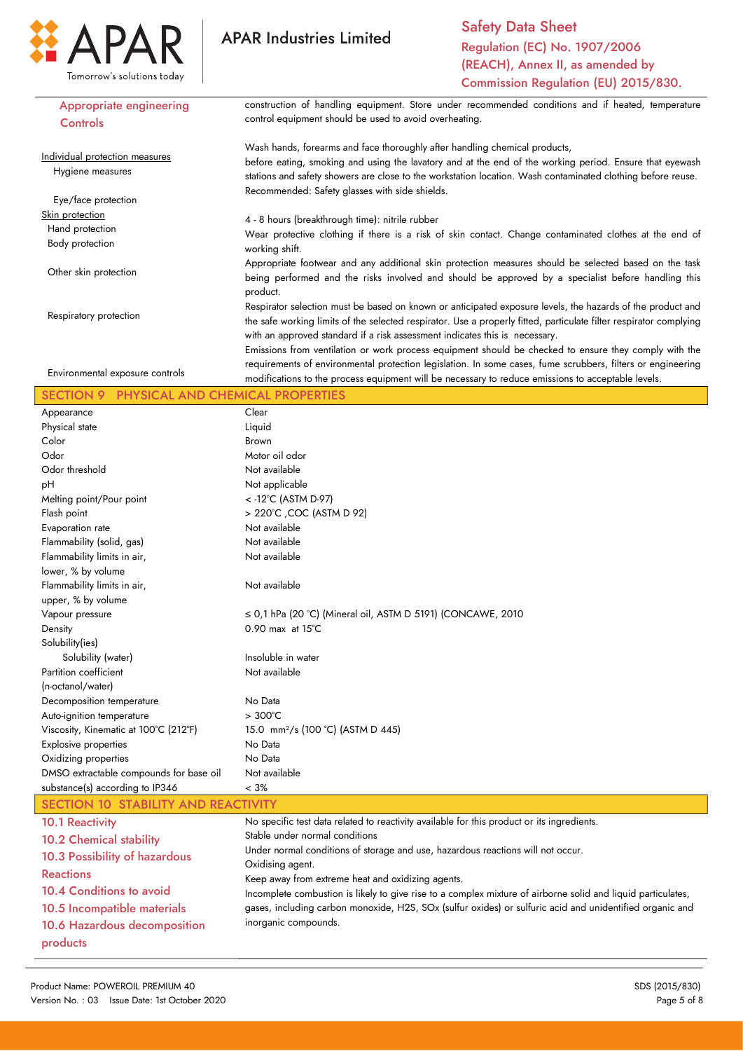| | |
|---|---|
| **Appropriate engineering Controls** | construction of handling equipment. Store under recommended conditions and if heated, temperature control equipment should be used to avoid overheating. |
| Individual protection measures | |
| Hygiene measures | Wash hands, forearms and face thoroughly after handling chemical products, before eating, smoking and using the lavatory and at the end of the working period. Ensure that eyewash stations and safety showers are close to the workstation location. Wash contaminated clothing before reuse. |
| Eye/face protection | Recommended: Safety glasses with side shields. |
| Skin protection | |
| Hand protection | 4 - 8 hours (breakthrough time): nitrile rubber |
| Body protection | Wear protective clothing if there is a risk of skin contact. Change contaminated clothes at the end of working shift. |
| Other skin protection | Appropriate footwear and any additional skin protection measures should be selected based on the task being performed and the risks involved and should be approved by a specialist before handling this product. |
| Respiratory protection | Respirator selection must be based on known or anticipated exposure levels, the hazards of the product and the safe working limits of the selected respirator. Use a properly fitted, particulate filter respirator complying with an approved standard if a risk assessment indicates this is necessary. |
| Environmental exposure controls | Emissions from ventilation or work process equipment should be checked to ensure they comply with the requirements of environmental protection legislation. In some cases, fume scrubbers, filters or engineering modifications to the process equipment will be necessary to reduce emissions to acceptable levels. |

## SECTION 9 PHYSICAL AND CHEMICAL PROPERTIES

| | |
|---|---|
| Appearance | Clear |
| Physical state | Liquid |
| Color | Brown |
| Odor | Motor oil odor |
| Odor threshold | Not available |
| pH | Not applicable |
| Melting point/Pour point | < -12°C (ASTM D-97) |
| Flash point | > 220°C ,COC (ASTM D 92) |
| Evaporation rate | Not available |
| Flammability (solid, gas) | Not available |
| Flammability limits in air, lower, % by volume | Not available |
| Flammability limits in air, upper, % by volume | Not available |
| Vapour pressure | ≤ 0,1 hPa (20 °C) (Mineral oil, ASTM D 5191) (CONCAWE, 2010 |
| Density | 0.90 max at 15°C |
| Solubility(ies) | |
| Solubility (water) | Insoluble in water |
| Partition coefficient (n-octanol/water) | Not available |
| Decomposition temperature | No Data |
| Auto-ignition temperature | > 300°C |
| Viscosity, Kinematic at 100°C (212°F) | 15.0 $mm^2/s$ (100 °C) (ASTM D 445) |
| Explosive properties | No Data |
| Oxidizing properties | No Data |
| DMSO extractable compounds for base oil substance(s) according to IP346 | Not available<br>< 3% |

## SECTION 10 STABILITY AND REACTIVITY

| | |
|---|---|
| **10.1 Reactivity** | No specific test data related to reactivity available for this product or its ingredients. |
| **10.2 Chemical stability** | Stable under normal conditions |
| **10.3 Possibility of hazardous Reactions** | Under normal conditions of storage and use, hazardous reactions will not occur. |
| **10.4 Conditions to avoid** | Oxidising agent. |
| **10.5 Incompatible materials** | Keep away from extreme heat and oxidizing agents. |
| **10.6 Hazardous decomposition products** | Incomplete combustion is likely to give rise to a complex mixture of airborne solid and liquid particulates, gases, including carbon monoxide, $H_2S$, SOx (sulfur oxides) or sulfuric acid and unidentified organic and inorganic compounds. |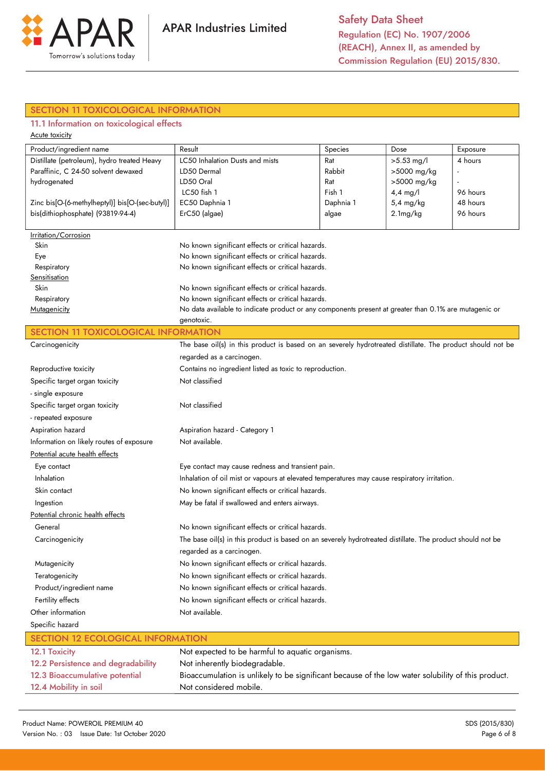## SECTION 11 TOXICOLOGICAL INFORMATION

### 11.1 Information on toxicological effects

Acute toxicity

| Product/ingredient name | Result | Species | Dose | Exposure |
|---|---|---|---|---|
| Distillate (petroleum), hydro treated Heavy Paraffinic, C 24-50 solvent dewaxed hydrogenated | LC50 Inhalation Dusts and mists | Rat | >5.53 mg/l | 4 hours |
| | LD50 Dermal | Rabbit | >5000 mg/kg | - |
| | LD50 Oral | Rat | >5000 mg/kg | - |
| | LC50 fish 1 | Fish 1 | 4,4 mg/l | 96 hours |
| Zinc bis[O-(6-methylheptyl)] bis[O-(sec-butyl)] bis(dithiophosphate) (93819-94-4) | EC50 Daphnia 1 | Daphnia 1 | 5,4 mg/kg | 48 hours |
| | ErC50 (algae) | algae | 2.1mg/kg | 96 hours |

Irritation/Corrosion

| | |
|---|---|
| Skin | No known significant effects or critical hazards. |
| Eye | No known significant effects or critical hazards. |
| Respiratory | No known significant effects or critical hazards. |

Sensitisation

| | |
|---|---|
| Skin | No known significant effects or critical hazards. |
| Respiratory | No known significant effects or critical hazards. |

Mutagenicity: No data available to indicate product or any components present at greater than 0.1% are mutagenic or genotoxic.

## SECTION 11 TOXICOLOGICAL INFORMATION

| | |
|---|---|
| Carcinogenicity | The base oil(s) in this product is based on an severely hydrotreated distillate. The product should not be regarded as a carcinogen. |
| Reproductive toxicity | Contains no ingredient listed as toxic to reproduction. |
| Specific target organ toxicity - single exposure | Not classified |
| Specific target organ toxicity - repeated exposure | Not classified |
| Aspiration hazard | Aspiration hazard - Category 1 |
| Information on likely routes of exposure | Not available. |

Potential acute health effects

| | |
|---|---|
| Eye contact | Eye contact may cause redness and transient pain. |
| Inhalation | Inhalation of oil mist or vapours at elevated temperatures may cause respiratory irritation. |
| Skin contact | No known significant effects or critical hazards. |
| Ingestion | May be fatal if swallowed and enters airways. |

Potential chronic health effects

| | |
|---|---|
| General | No known significant effects or critical hazards. |
| Carcinogenicity | The base oil(s) in this product is based on an severely hydrotreated distillate. The product should not be regarded as a carcinogen. |
| Mutagenicity | No known significant effects or critical hazards. |
| Teratogenicity | No known significant effects or critical hazards. |
| Product/ingredient name | No known significant effects or critical hazards. |
| Fertility effects | No known significant effects or critical hazards. |
| Other information | Not available. |
| Specific hazard | |

## SECTION 12 ECOLOGICAL INFORMATION

| | |
|---|---|
| 12.1 Toxicity | Not expected to be harmful to aquatic organisms. |
| 12.2 Persistence and degradability | Not inherently biodegradable. |
| 12.3 Bioaccumulative potential | Bioaccumulation is unlikely to be significant because of the low water solubility of this product. |
| 12.4 Mobility in soil | Not considered mobile. |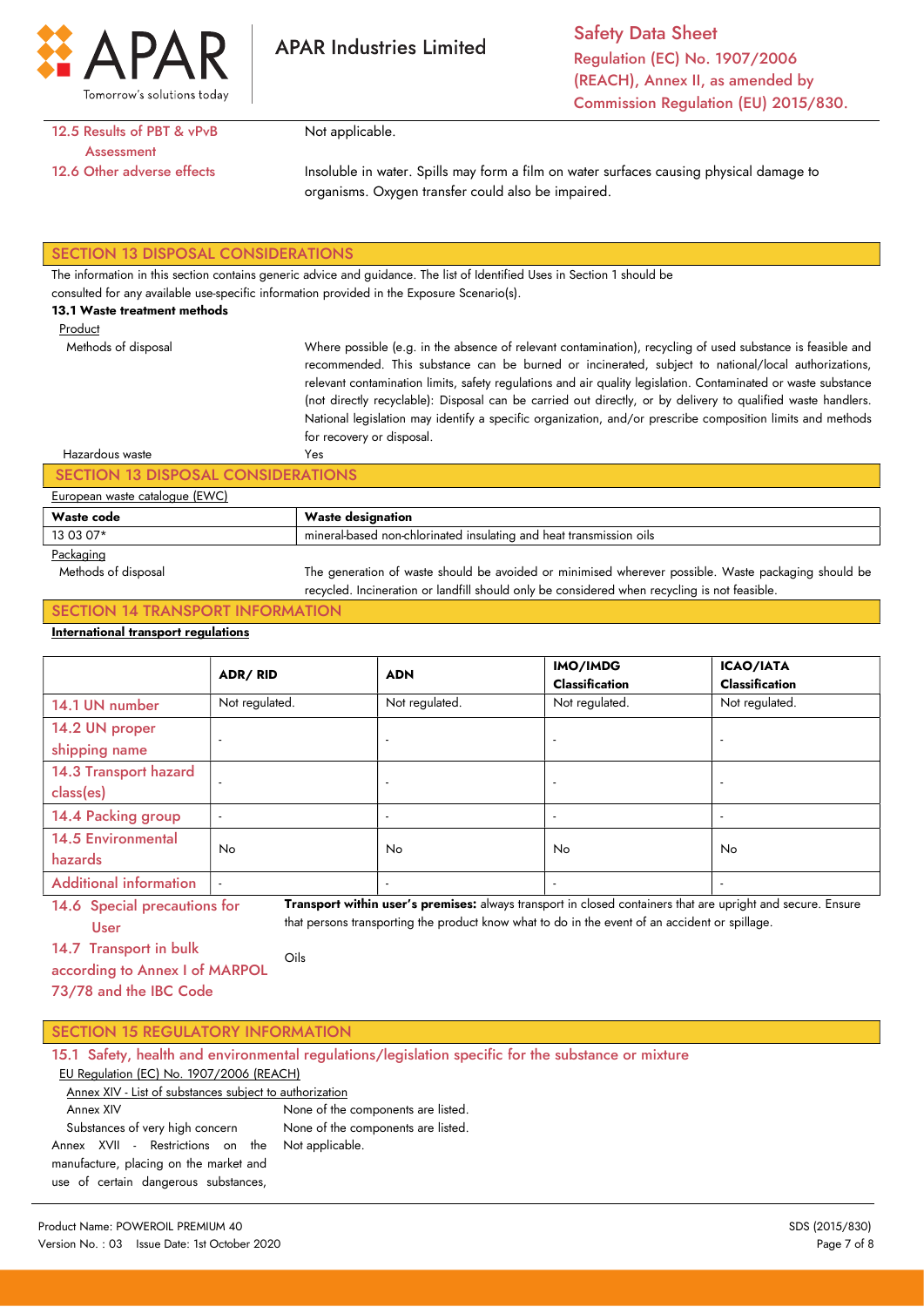12.5 Results of PBT & vPvB Assessment — Not applicable.

12.6 Other adverse effects — Insoluble in water. Spills may form a film on water surfaces causing physical damage to organisms. Oxygen transfer could also be impaired.

## SECTION 13 DISPOSAL CONSIDERATIONS

The information in this section contains generic advice and guidance. The list of Identified Uses in Section 1 should be consulted for any available use-specific information provided in the Exposure Scenario(s).

**13.1 Waste treatment methods**

Product

Methods of disposal: Where possible (e.g. in the absence of relevant contamination), recycling of used substance is feasible and recommended. This substance can be burned or incinerated, subject to national/local authorizations, relevant contamination limits, safety regulations and air quality legislation. Contaminated or waste substance (not directly recyclable): Disposal can be carried out directly, or by delivery to qualified waste handlers. National legislation may identify a specific organization, and/or prescribe composition limits and methods for recovery or disposal.

Hazardous waste: Yes

## SECTION 13 DISPOSAL CONSIDERATIONS

European waste catalogue (EWC)

| Waste code | Waste designation |
|---|---|
| 13 03 07* | mineral-based non-chlorinated insulating and heat transmission oils |

Packaging

Methods of disposal: The generation of waste should be avoided or minimised wherever possible. Waste packaging should be recycled. Incineration or landfill should only be considered when recycling is not feasible.

## SECTION 14 TRANSPORT INFORMATION

**International transport regulations**

| | ADR/ RID | ADN | IMO/IMDG Classification | ICAO/IATA Classification |
|---|---|---|---|---|
| 14.1 UN number | Not regulated. | Not regulated. | Not regulated. | Not regulated. |
| 14.2 UN proper shipping name | - | - | - | - |
| 14.3 Transport hazard class(es) | - | - | - | - |
| 14.4 Packing group | - | - | - | - |
| 14.5 Environmental hazards | No | No | No | No |
| Additional information | - | - | - | - |

14.6 Special precautions for User: **Transport within user's premises:** always transport in closed containers that are upright and secure. Ensure that persons transporting the product know what to do in the event of an accident or spillage.

14.7 Transport in bulk according to Annex I of MARPOL 73/78 and the IBC Code: Oils

## SECTION 15 REGULATORY INFORMATION

15.1 Safety, health and environmental regulations/legislation specific for the substance or mixture

EU Regulation (EC) No. 1907/2006 (REACH)

Annex XIV - List of substances subject to authorization

Annex XIV: None of the components are listed.

Substances of very high concern: None of the components are listed.

Annex XVII - Restrictions on the manufacture, placing on the market and use of certain dangerous substances,: Not applicable.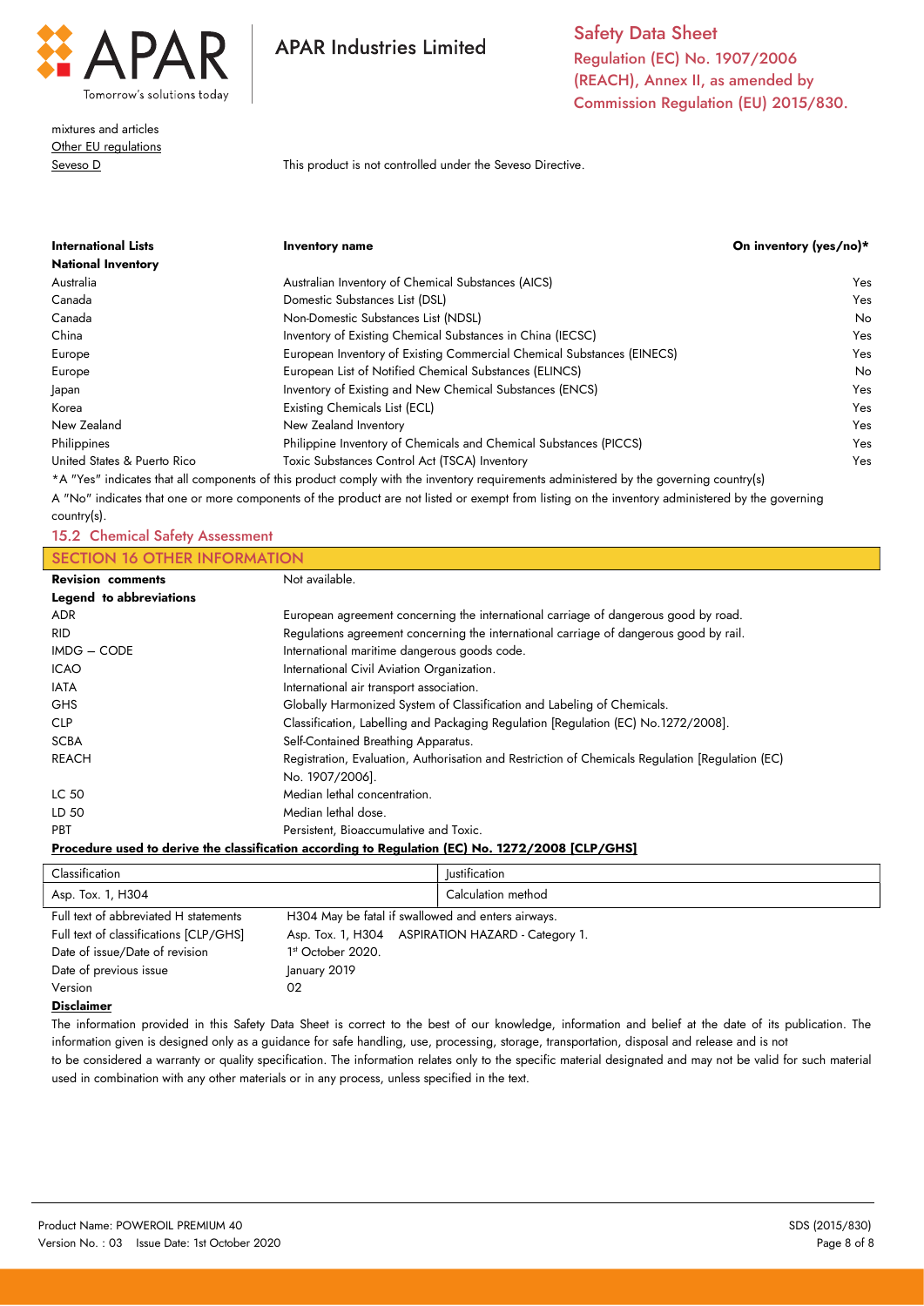mixtures and articles

Other EU regulations

Seveso D — This product is not controlled under the Seveso Directive.

| International Lists | Inventory name | On inventory (yes/no)* |
|---|---|---|
| **National Inventory** | | |
| Australia | Australian Inventory of Chemical Substances (AICS) | Yes |
| Canada | Domestic Substances List (DSL) | Yes |
| Canada | Non-Domestic Substances List (NDSL) | No |
| China | Inventory of Existing Chemical Substances in China (IECSC) | Yes |
| Europe | European Inventory of Existing Commercial Chemical Substances (EINECS) | Yes |
| Europe | European List of Notified Chemical Substances (ELINCS) | No |
| Japan | Inventory of Existing and New Chemical Substances (ENCS) | Yes |
| Korea | Existing Chemicals List (ECL) | Yes |
| New Zealand | New Zealand Inventory | Yes |
| Philippines | Philippine Inventory of Chemicals and Chemical Substances (PICCS) | Yes |
| United States & Puerto Rico | Toxic Substances Control Act (TSCA) Inventory | Yes |

*A "Yes" indicates that all components of this product comply with the inventory requirements administered by the governing country(s)

A "No" indicates that one or more components of the product are not listed or exempt from listing on the inventory administered by the governing country(s).

## 15.2 Chemical Safety Assessment

## SECTION 16 OTHER INFORMATION

**Revision comments** — Not available.

**Legend to abbreviations**

| | |
|---|---|
| ADR | European agreement concerning the international carriage of dangerous good by road. |
| RID | Regulations agreement concerning the international carriage of dangerous good by rail. |
| IMDG – CODE | International maritime dangerous goods code. |
| ICAO | International Civil Aviation Organization. |
| IATA | International air transport association. |
| GHS | Globally Harmonized System of Classification and Labeling of Chemicals. |
| CLP | Classification, Labelling and Packaging Regulation [Regulation (EC) No.1272/2008]. |
| SCBA | Self-Contained Breathing Apparatus. |
| REACH | Registration, Evaluation, Authorisation and Restriction of Chemicals Regulation [Regulation (EC) No. 1907/2006]. |
| LC 50 | Median lethal concentration. |
| LD 50 | Median lethal dose. |
| PBT | Persistent, Bioaccumulative and Toxic. |

**Procedure used to derive the classification according to Regulation (EC) No. 1272/2008 [CLP/GHS]**

| Classification | Justification |
|---|---|
| Asp. Tox. 1, H304 | Calculation method |

| | |
|---|---|
| Full text of abbreviated H statements | H304 May be fatal if swallowed and enters airways. |
| Full text of classifications [CLP/GHS] | Asp. Tox. 1, H304 ASPIRATION HAZARD - Category 1. |
| Date of issue/Date of revision | 1st October 2020. |
| Date of previous issue | January 2019 |
| Version | 02 |

**Disclaimer**

The information provided in this Safety Data Sheet is correct to the best of our knowledge, information and belief at the date of its publication. The information given is designed only as a guidance for safe handling, use, processing, storage, transportation, disposal and release and is not to be considered a warranty or quality specification. The information relates only to the specific material designated and may not be valid for such material used in combination with any other materials or in any process, unless specified in the text.